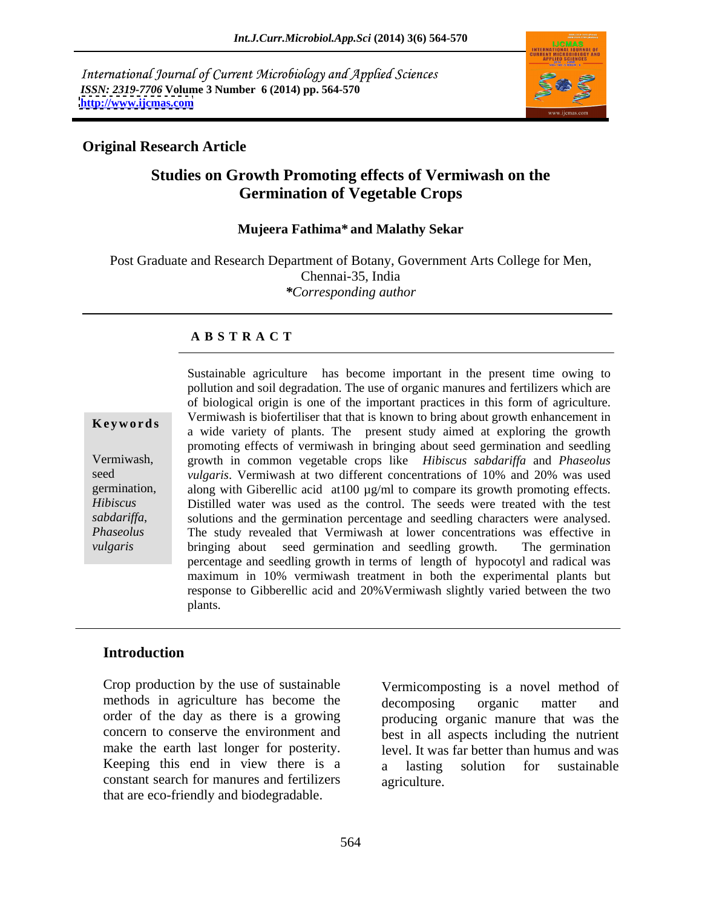International Journal of Current Microbiology and Applied Sciences
*ISSN: 2319-7706* **Volume 3 Number 6 (2014) pp. 564-570**
**http://www.ijcmas.com**

**Original Research Article**

# Studies on Growth Promoting effects of Vermiwash on the Germination of Vegetable Crops

**Mujeera Fathima\* and Malathy Sekar**

Post Graduate and Research Department of Botany, Government Arts College for Men, Chennai-35, India
*\*Corresponding author*

## A B S T R A C T

**Keywords**

Vermiwash, seed germination, *Hibiscus sabdariffa*, *Phaseolus vulgaris*

Sustainable agriculture has become important in the present time owing to pollution and soil degradation. The use of organic manures and fertilizers which are of biological origin is one of the important practices in this form of agriculture. Vermiwash is biofertiliser that that is known to bring about growth enhancement in a wide variety of plants. The present study aimed at exploring the growth promoting effects of vermiwash in bringing about seed germination and seedling growth in common vegetable crops like *Hibiscus sabdariffa* and *Phaseolus vulgaris*. Vermiwash at two different concentrations of 10% and 20% was used along with Giberellic acid at100 µg/ml to compare its growth promoting effects. Distilled water was used as the control. The seeds were treated with the test solutions and the germination percentage and seedling characters were analysed. The study revealed that Vermiwash at lower concentrations was effective in bringing about seed germination and seedling growth. The germination percentage and seedling growth in terms of length of hypocotyl and radical was maximum in 10% vermiwash treatment in both the experimental plants but response to Gibberellic acid and 20%Vermiwash slightly varied between the two plants.

## Introduction

Crop production by the use of sustainable methods in agriculture has become the order of the day as there is a growing concern to conserve the environment and make the earth last longer for posterity. Keeping this end in view there is a constant search for manures and fertilizers that are eco-friendly and biodegradable.

Vermicomposting is a novel method of decomposing organic matter and producing organic manure that was the best in all aspects including the nutrient level. It was far better than humus and was a lasting solution for sustainable agriculture.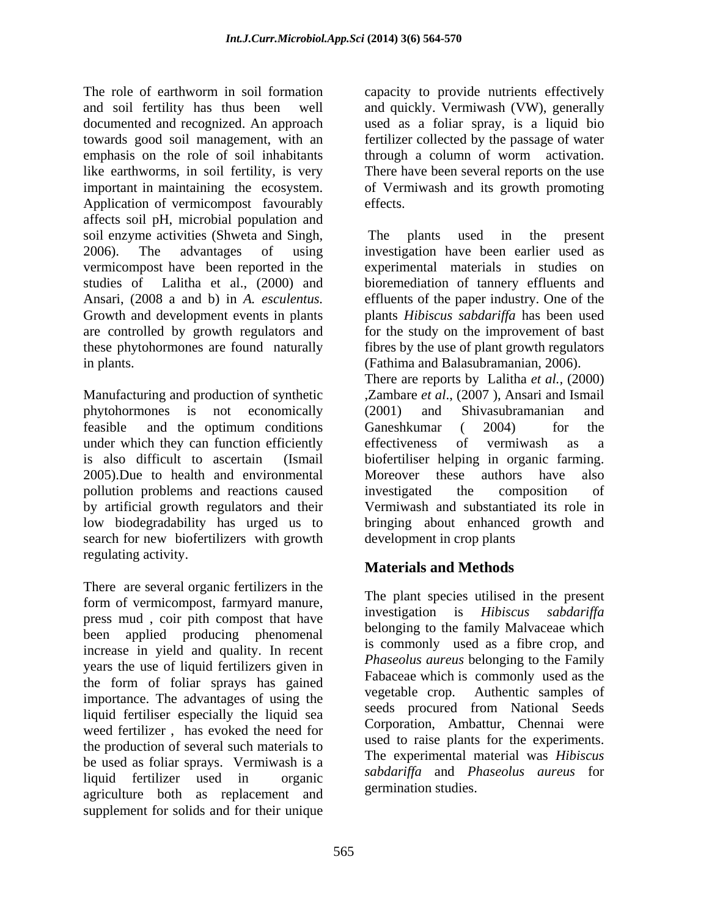The role of earthworm in soil formation and soil fertility has thus been well documented and recognized. An approach towards good soil management, with an emphasis on the role of soil inhabitants like earthworms, in soil fertility, is very important in maintaining the ecosystem. Application of vermicompost favourably affects soil pH, microbial population and soil enzyme activities (Shweta and Singh, 2006). The advantages of using vermicompost have been reported in the studies of Lalitha et al., (2000) and Ansari, (2008 a and b) in *A. esculentus.* Growth and development events in plants are controlled by growth regulators and these phytohormones are found naturally in plants.

Manufacturing and production of synthetic phytohormones is not economically feasible and the optimum conditions under which they can function efficiently is also difficult to ascertain (Ismail 2005).Due to health and environmental pollution problems and reactions caused by artificial growth regulators and their low biodegradability has urged us to search for new biofertilizers with growth regulating activity.

There are several organic fertilizers in the form of vermicompost, farmyard manure, press mud , coir pith compost that have been applied producing phenomenal increase in yield and quality. In recent years the use of liquid fertilizers given in the form of foliar sprays has gained importance. The advantages of using the liquid fertiliser especially the liquid sea weed fertilizer , has evoked the need for the production of several such materials to be used as foliar sprays. Vermiwash is a liquid fertilizer used in organic agriculture both as replacement and supplement for solids and for their unique capacity to provide nutrients effectively and quickly. Vermiwash (VW), generally used as a foliar spray, is a liquid bio fertilizer collected by the passage of water through a column of worm activation. There have been several reports on the use of Vermiwash and its growth promoting effects.

The plants used in the present investigation have been earlier used as experimental materials in studies on bioremediation of tannery effluents and effluents of the paper industry. One of the plants *Hibiscus sabdariffa* has been used for the study on the improvement of bast fibres by the use of plant growth regulators (Fathima and Balasubramanian, 2006).

There are reports by Lalitha *et al.,* (2000) ,Zambare *et al*., (2007 ), Ansari and Ismail (2001) and Shivasubramanian and Ganeshkumar ( 2004) for the effectiveness of vermiwash as a biofertiliser helping in organic farming. Moreover these authors have also investigated the composition of Vermiwash and substantiated its role in bringing about enhanced growth and development in crop plants

## Materials and Methods

The plant species utilised in the present investigation is *Hibiscus sabdariffa* belonging to the family Malvaceae which is commonly used as a fibre crop, and *Phaseolus aureus* belonging to the Family Fabaceae which is commonly used as the vegetable crop. Authentic samples of seeds procured from National Seeds Corporation, Ambattur, Chennai were used to raise plants for the experiments. The experimental material was *Hibiscus sabdariffa* and *Phaseolus aureus* for germination studies.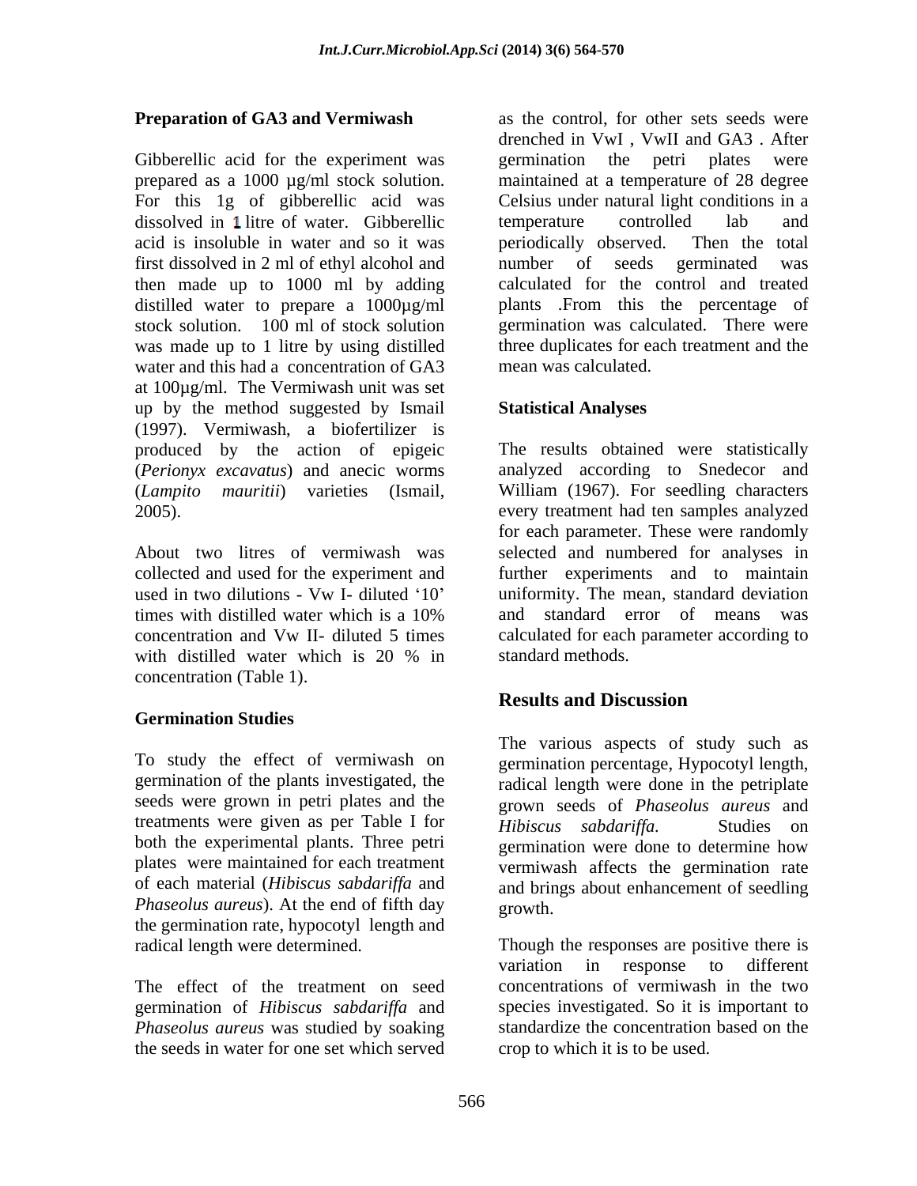### Preparation of GA3 and Vermiwash

Gibberellic acid for the experiment was prepared as a 1000 µg/ml stock solution. For this 1g of gibberellic acid was dissolved in 1 litre of water. Gibberellic acid is insoluble in water and so it was first dissolved in 2 ml of ethyl alcohol and then made up to 1000 ml by adding distilled water to prepare a 1000µg/ml stock solution. 100 ml of stock solution was made up to 1 litre by using distilled water and this had a concentration of GA3 at 100µg/ml. The Vermiwash unit was set up by the method suggested by Ismail (1997). Vermiwash, a biofertilizer is produced by the action of epigeic (*Perionyx excavatus*) and anecic worms (*Lampito mauritii*) varieties (Ismail, 2005).

About two litres of vermiwash was collected and used for the experiment and used in two dilutions - Vw I- diluted '10' times with distilled water which is a 10% concentration and Vw II- diluted 5 times with distilled water which is 20 % in concentration (Table 1).

### Germination Studies

To study the effect of vermiwash on germination of the plants investigated, the seeds were grown in petri plates and the treatments were given as per Table I for both the experimental plants. Three petri plates were maintained for each treatment of each material (*Hibiscus sabdariffa* and *Phaseolus aureus*). At the end of fifth day the germination rate, hypocotyl length and radical length were determined.

The effect of the treatment on seed germination of *Hibiscus sabdariffa* and *Phaseolus aureus* was studied by soaking the seeds in water for one set which served as the control, for other sets seeds were drenched in VwI , VwII and GA3 . After germination the petri plates were maintained at a temperature of 28 degree Celsius under natural light conditions in a temperature controlled lab and periodically observed. Then the total number of seeds germinated was calculated for the control and treated plants .From this the percentage of germination was calculated. There were three duplicates for each treatment and the mean was calculated.

### Statistical Analyses

The results obtained were statistically analyzed according to Snedecor and William (1967). For seedling characters every treatment had ten samples analyzed for each parameter. These were randomly selected and numbered for analyses in further experiments and to maintain uniformity. The mean, standard deviation and standard error of means was calculated for each parameter according to standard methods.

## Results and Discussion

The various aspects of study such as germination percentage, Hypocotyl length, radical length were done in the petriplate grown seeds of *Phaseolus aureus* and *Hibiscus sabdariffa.* Studies on germination were done to determine how vermiwash affects the germination rate and brings about enhancement of seedling growth.

Though the responses are positive there is variation in response to different concentrations of vermiwash in the two species investigated. So it is important to standardize the concentration based on the crop to which it is to be used.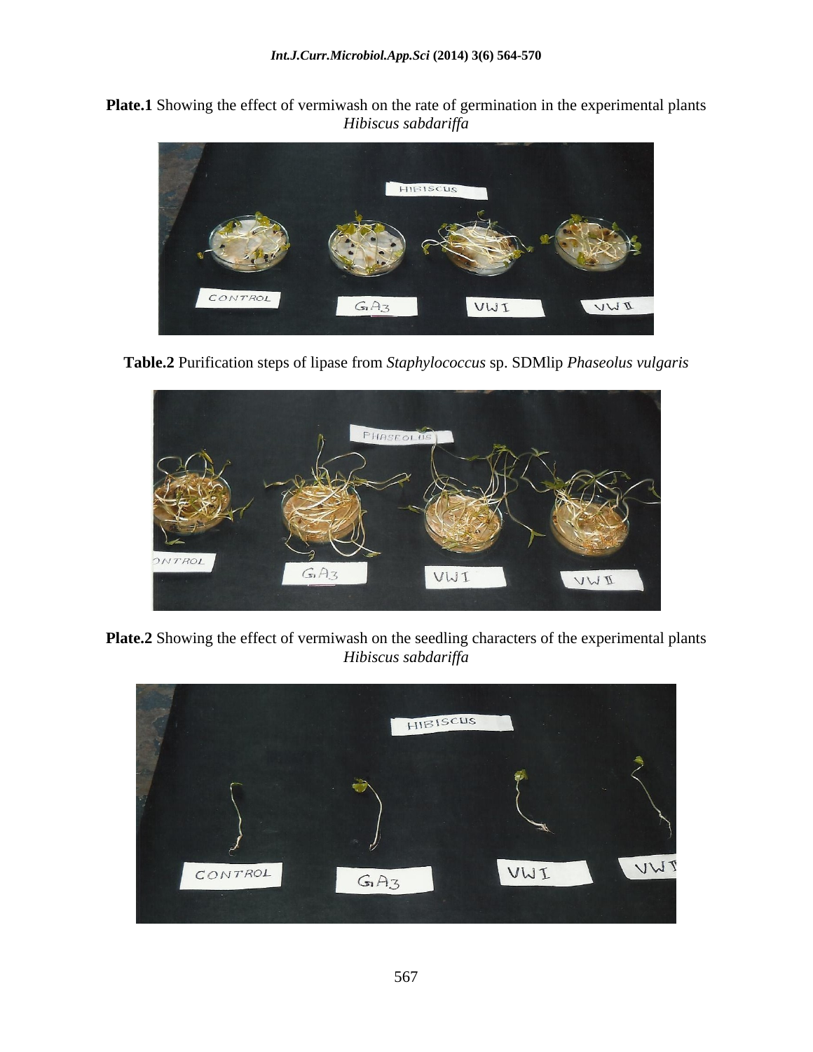**Plate.1** Showing the effect of vermiwash on the rate of germination in the experimental plants *Hibiscus sabdariffa*

**Table.2** Purification steps of lipase from *Staphylococcus* sp. SDMlip *Phaseolus vulgaris*

**Plate.2** Showing the effect of vermiwash on the seedling characters of the experimental plants *Hibiscus sabdariffa*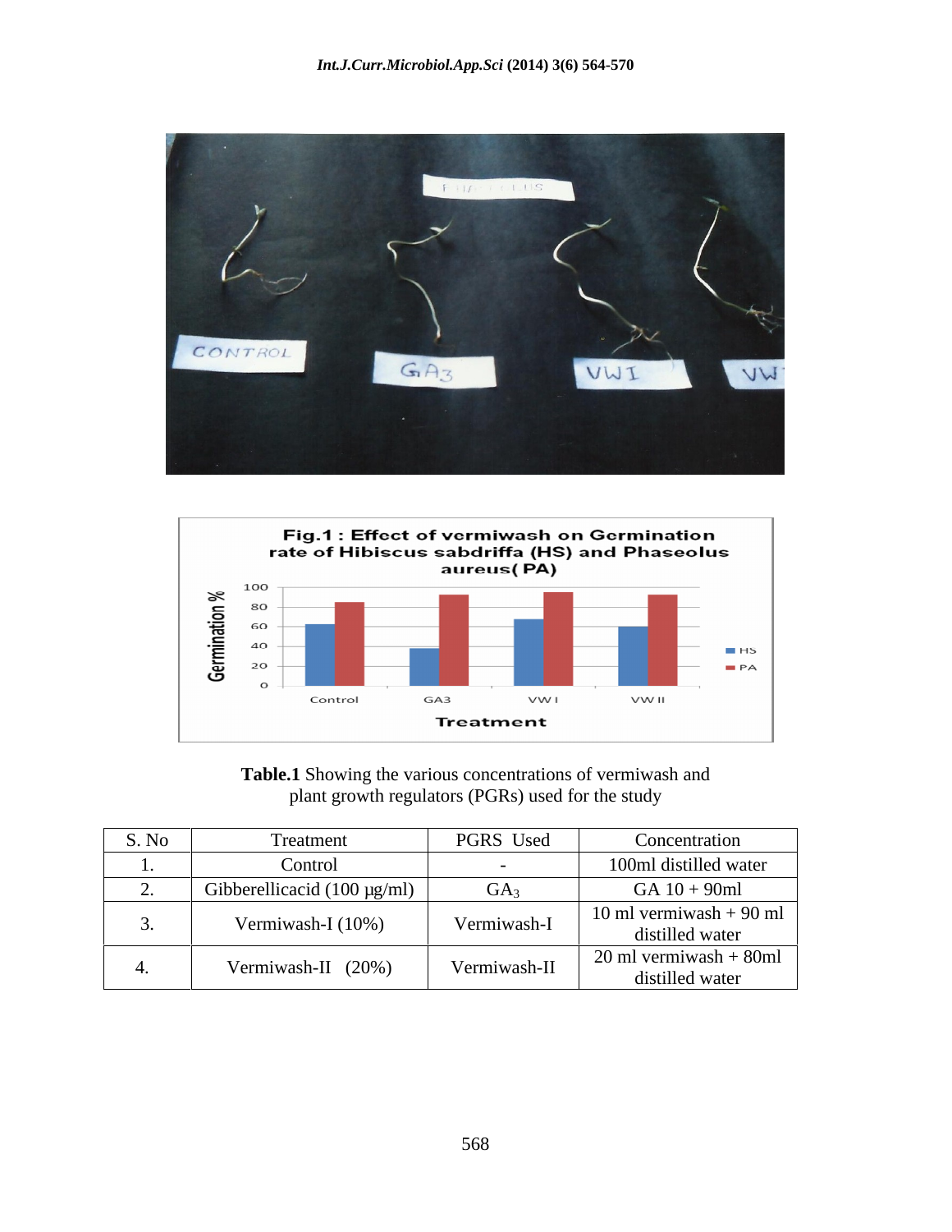**Table.1** Showing the various concentrations of vermiwash and plant growth regulators (PGRs) used for the study

| S. No | Treatment | PGRS Used | Concentration |
|---|---|---|---|
| 1. | Control | - | 100ml distilled water |
| 2. | Gibberellicacid (100 µg/ml) | $GA_3$ | GA 10 + 90ml |
| 3. | Vermiwash-I (10%) | Vermiwash-I | 10 ml vermiwash + 90 ml distilled water |
| 4. | Vermiwash-II (20%) | Vermiwash-II | 20 ml vermiwash + 80ml distilled water |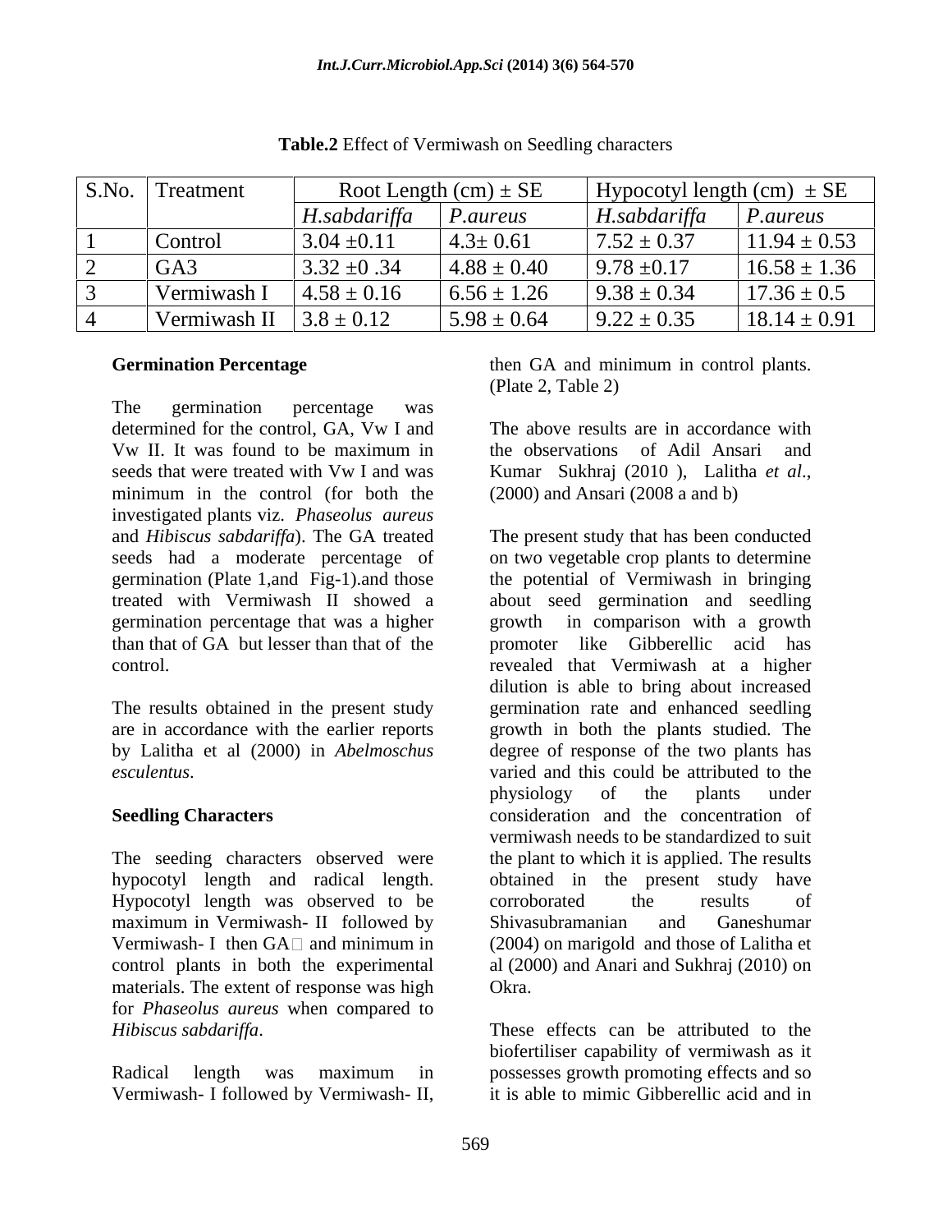**Table.2** Effect of Vermiwash on Seedling characters

| S.No. | Treatment | Root Length (cm) ± SE | | Hypocotyl length (cm) ± SE | |
|---|---|---|---|---|---|
| | | *H.sabdariffa* | *P.aureus* | *H.sabdariffa* | *P.aureus* |
| 1 | Control | 3.04 ±0.11 | 4.3± 0.61 | 7.52 ± 0.37 | 11.94 ± 0.53 |
| 2 | GA3 | 3.32 ±0 .34 | 4.88 ± 0.40 | 9.78 ±0.17 | 16.58 ± 1.36 |
| 3 | Vermiwash I | 4.58 ± 0.16 | 6.56 ± 1.26 | 9.38 ± 0.34 | 17.36 ± 0.5 |
| 4 | Vermiwash II | 3.8 ± 0.12 | 5.98 ± 0.64 | 9.22 ± 0.35 | 18.14 ± 0.91 |

### Germination Percentage

The germination percentage was determined for the control, GA, Vw I and Vw II. It was found to be maximum in seeds that were treated with Vw I and was minimum in the control (for both the investigated plants viz. *Phaseolus aureus* and *Hibiscus sabdariffa*). The GA treated seeds had a moderate percentage of germination (Plate 1,and Fig-1).and those treated with Vermiwash II showed a germination percentage that was a higher than that of GA but lesser than that of the control.

The results obtained in the present study are in accordance with the earlier reports by Lalitha et al (2000) in *Abelmoschus esculentus*.

### Seedling Characters

The seeding characters observed were hypocotyl length and radical length. Hypocotyl length was observed to be maximum in Vermiwash- II followed by Vermiwash- I then GA and minimum in control plants in both the experimental materials. The extent of response was high for *Phaseolus aureus* when compared to *Hibiscus sabdariffa*.

Radical length was maximum in Vermiwash- I followed by Vermiwash- II, then GA and minimum in control plants. (Plate 2, Table 2)

The above results are in accordance with the observations of Adil Ansari and Kumar Sukhraj (2010 ), Lalitha *et al*., (2000) and Ansari (2008 a and b)

The present study that has been conducted on two vegetable crop plants to determine the potential of Vermiwash in bringing about seed germination and seedling growth in comparison with a growth promoter like Gibberellic acid has revealed that Vermiwash at a higher dilution is able to bring about increased germination rate and enhanced seedling growth in both the plants studied. The degree of response of the two plants has varied and this could be attributed to the physiology of the plants under consideration and the concentration of vermiwash needs to be standardized to suit the plant to which it is applied. The results obtained in the present study have corroborated the results of Shivasubramanian and Ganeshumar (2004) on marigold and those of Lalitha et al (2000) and Anari and Sukhraj (2010) on Okra.

These effects can be attributed to the biofertiliser capability of vermiwash as it possesses growth promoting effects and so it is able to mimic Gibberellic acid and in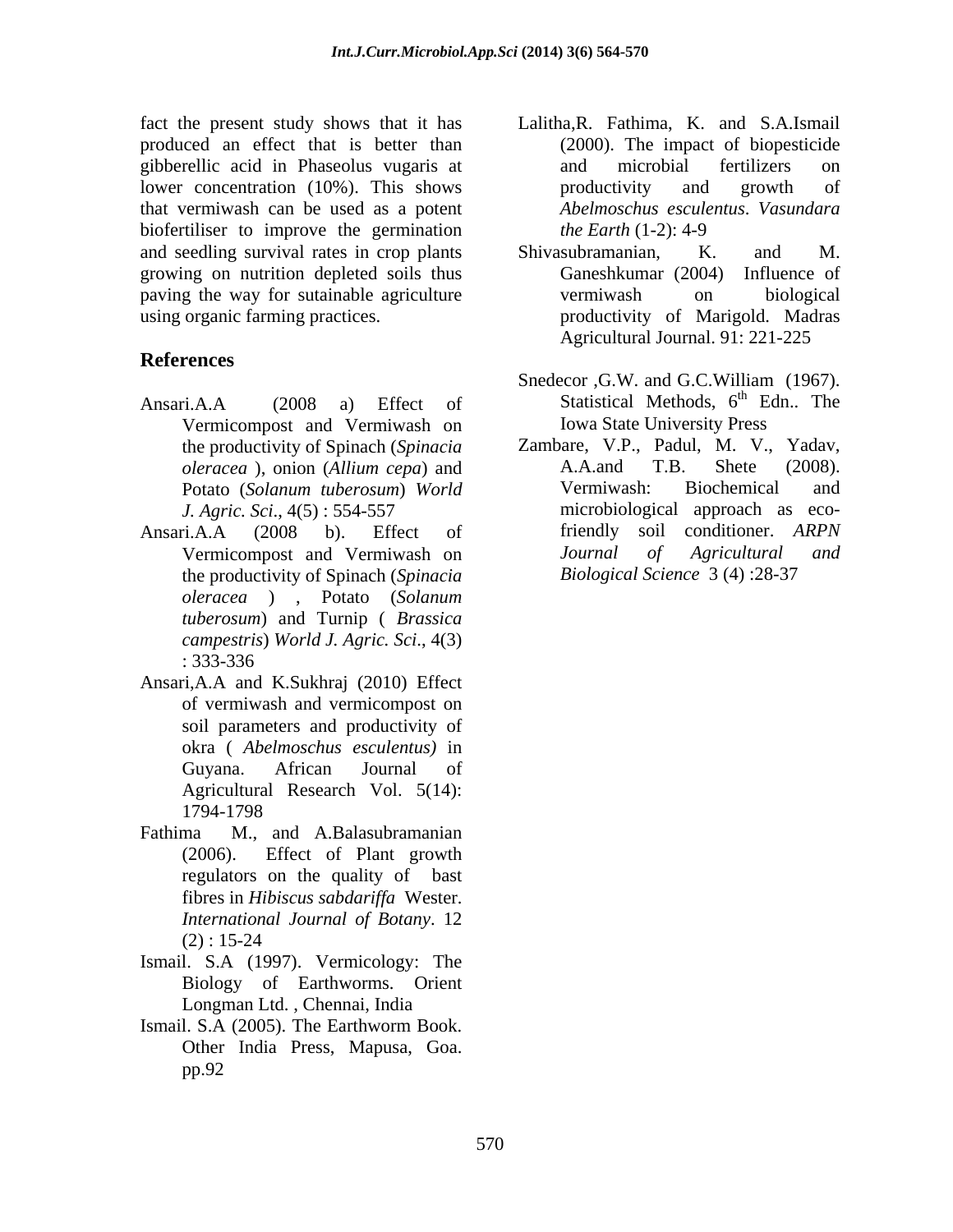fact the present study shows that it has produced an effect that is better than gibberellic acid in Phaseolus vugaris at lower concentration (10%). This shows that vermiwash can be used as a potent biofertiliser to improve the germination and seedling survival rates in crop plants growing on nutrition depleted soils thus paving the way for sutainable agriculture using organic farming practices.

## References

Ansari.A.A (2008 a) Effect of Vermicompost and Vermiwash on the productivity of Spinach (*Spinacia oleracea* ), onion (*Allium cepa*) and Potato (*Solanum tuberosum*) *World J. Agric. Sci*., 4(5) : 554-557

Ansari.A.A (2008 b). Effect of Vermicompost and Vermiwash on the productivity of Spinach (*Spinacia oleracea* ) , Potato (*Solanum tuberosum*) and Turnip ( *Brassica campestris*) *World J. Agric. Sci*., 4(3) : 333-336

Ansari,A.A and K.Sukhraj (2010) Effect of vermiwash and vermicompost on soil parameters and productivity of okra ( *Abelmoschus esculentus)* in Guyana. African Journal of Agricultural Research Vol. 5(14): 1794-1798

Fathima M., and A.Balasubramanian (2006). Effect of Plant growth regulators on the quality of bast fibres in *Hibiscus sabdariffa* Wester. *International Journal of Botany*. 12 (2) : 15-24

Ismail. S.A (1997). Vermicology: The Biology of Earthworms. Orient Longman Ltd. , Chennai, India

Ismail. S.A (2005). The Earthworm Book. Other India Press, Mapusa, Goa. pp.92

Lalitha,R. Fathima, K. and S.A.Ismail (2000). The impact of biopesticide and microbial fertilizers on productivity and growth of *Abelmoschus esculentus*. *Vasundara the Earth* (1-2): 4-9

Shivasubramanian, K. and M. Ganeshkumar (2004) Influence of vermiwash on biological productivity of Marigold. Madras Agricultural Journal. 91: 221-225

Snedecor ,G.W. and G.C.William (1967). Statistical Methods, 6th Edn.. The Iowa State University Press

Zambare, V.P., Padul, M. V., Yadav, A.A.and T.B. Shete (2008). Vermiwash: Biochemical and microbiological approach as eco-friendly soil conditioner. *ARPN Journal of Agricultural and Biological Science* 3 (4) :28-37